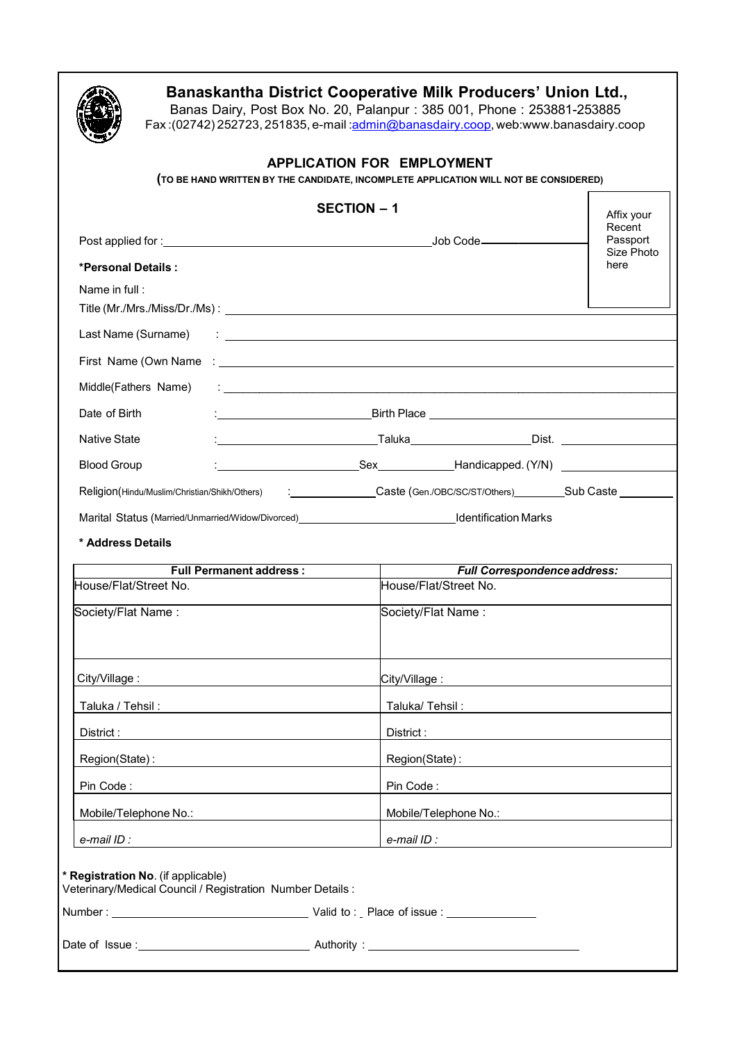# Banaskantha District Cooperative Milk Producers' Union Ltd.,

Banas Dairy, Post Box No. 20, Palanpur : 385 001, Phone : 253881-253885
Fax :(02742) 252723, 251835, e-mail :admin@banasdairy.coop, web:www.banasdairy.coop

## APPLICATION FOR EMPLOYMENT

**(TO BE HAND WRITTEN BY THE CANDIDATE, INCOMPLETE APPLICATION WILL NOT BE CONSIDERED)**

### SECTION – 1

Affix your Recent Passport Size Photo here

Post applied for :\_\_\_\_\_\_\_\_\_\_\_\_\_\_\_\_\_\_\_\_ Job Code\_\_\_\_\_\_\_\_\_\_

**\*Personal Details :**

Name in full :

Title (Mr./Mrs./Miss/Dr./Ms) : \_\_\_\_\_\_\_\_\_\_\_\_\_\_\_\_\_\_\_\_

Last Name (Surname) : \_\_\_\_\_\_\_\_\_\_\_\_\_\_\_\_\_\_\_\_

First Name (Own Name : \_\_\_\_\_\_\_\_\_\_\_\_\_\_\_\_\_\_\_\_

Middle(Fathers Name) : \_\_\_\_\_\_\_\_\_\_\_\_\_\_\_\_\_\_\_\_

Date of Birth :\_\_\_\_\_\_\_\_\_\_ Birth Place \_\_\_\_\_\_\_\_\_\_

Native State :\_\_\_\_\_\_\_\_\_\_ Taluka\_\_\_\_\_\_\_\_\_\_ Dist. \_\_\_\_\_\_\_\_\_\_

Blood Group :\_\_\_\_\_\_\_\_\_\_ Sex\_\_\_\_\_\_\_\_\_\_ Handicapped. (Y/N) \_\_\_\_\_\_\_\_\_\_

Religion(Hindu/Muslim/Christian/Shikh/Others) :\_\_\_\_\_\_\_\_\_\_ Caste (Gen./OBC/SC/ST/Others)\_\_\_\_\_\_\_\_\_\_ Sub Caste \_\_\_\_\_\_\_\_\_\_

Marital Status (Married/Unmarried/Widow/Divorced)\_\_\_\_\_\_\_\_\_\_ Identification Marks

**\* Address Details**

| **Full Permanent address :** | ***Full Correspondence address:*** |
|---|---|
| House/Flat/Street No. | House/Flat/Street No. |
| Society/Flat Name : | Society/Flat Name : |
| City/Village : | City/Village : |
| Taluka / Tehsil : | Taluka/ Tehsil : |
| District : | District : |
| Region(State) : | Region(State) : |
| Pin Code : | Pin Code : |
| Mobile/Telephone No.: | Mobile/Telephone No.: |
| *e-mail ID :* | *e-mail ID :* |

**\* Registration No**. (if applicable)
Veterinary/Medical Council / Registration Number Details :

Number : \_\_\_\_\_\_\_\_\_\_\_\_\_\_\_\_\_\_\_\_ Valid to : \_ Place of issue : \_\_\_\_\_\_\_\_\_\_

Date of Issue :\_\_\_\_\_\_\_\_\_\_\_\_\_\_\_\_\_\_\_\_ Authority : \_\_\_\_\_\_\_\_\_\_\_\_\_\_\_\_\_\_\_\_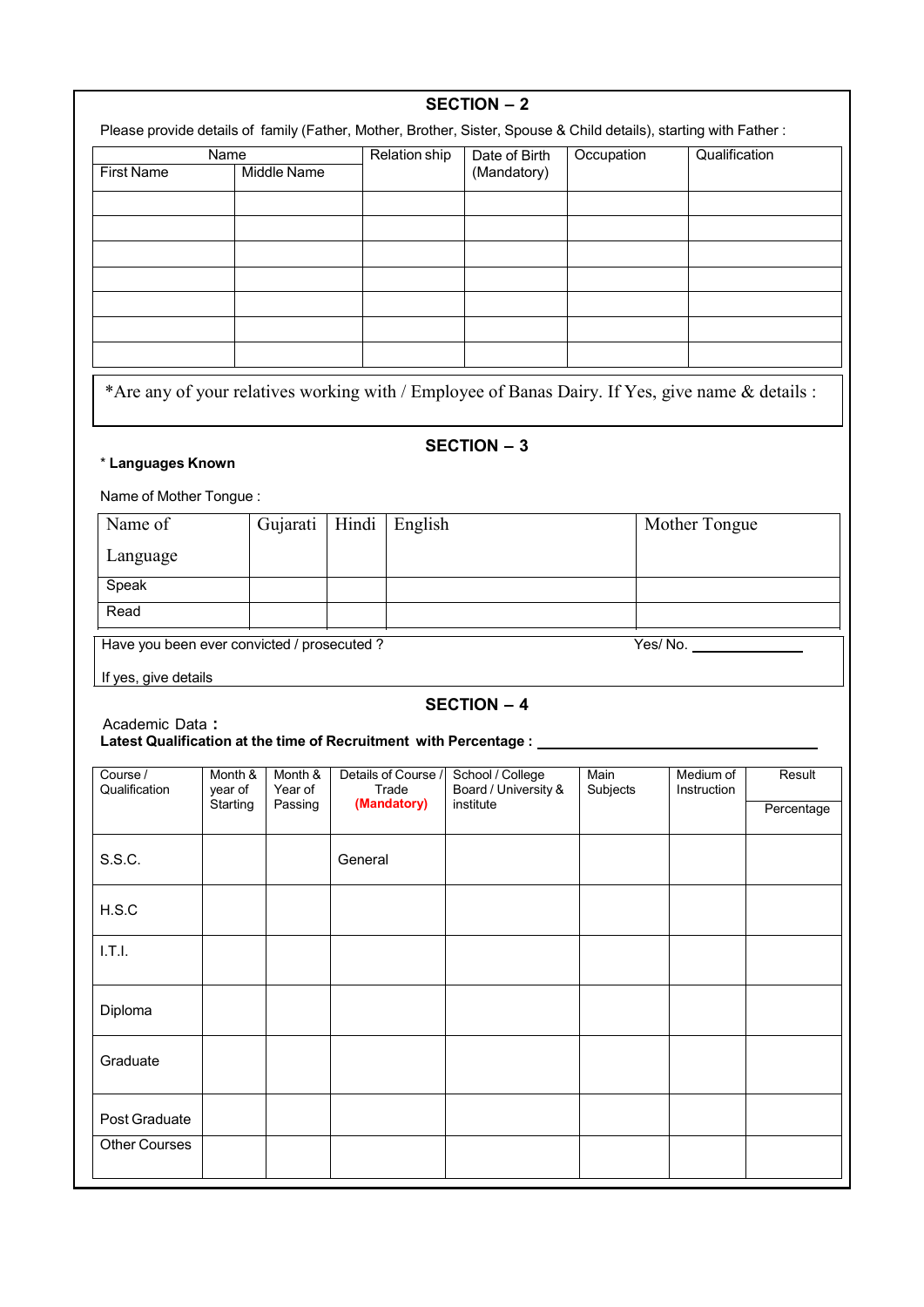## SECTION – 2

Please provide details of family (Father, Mother, Brother, Sister, Spouse & Child details), starting with Father :

| Name | | Relation ship | Date of Birth (Mandatory) | Occupation | Qualification |
|---|---|---|---|---|---|
| First Name | Middle Name | | | | |
| | | | | | |
| | | | | | |
| | | | | | |
| | | | | | |
| | | | | | |
| | | | | | |
| | | | | | |

*Are any of your relatives working with / Employee of Banas Dairy. If Yes, give name & details :

## SECTION – 3

* **Languages Known**

Name of Mother Tongue :

| Name of Language | Gujarati | Hindi | English | Mother Tongue |
|---|---|---|---|---|
| Speak | | | | |
| Read | | | | |

Have you been ever convicted / prosecuted ? Yes/ No. ______________

If yes, give details

## SECTION – 4

Academic Data **:**

**Latest Qualification at the time of Recruitment with Percentage :** ________________________________

| Course / Qualification | Month & year of Starting | Month & Year of Passing | Details of Course / Trade **(Mandatory)** | School / College Board / University & institute | Main Subjects | Medium of Instruction | Result Percentage |
|---|---|---|---|---|---|---|---|
| S.S.C. | | | General | | | | |
| H.S.C | | | | | | | |
| I.T.I. | | | | | | | |
| Diploma | | | | | | | |
| Graduate | | | | | | | |
| Post Graduate | | | | | | | |
| Other Courses | | | | | | | |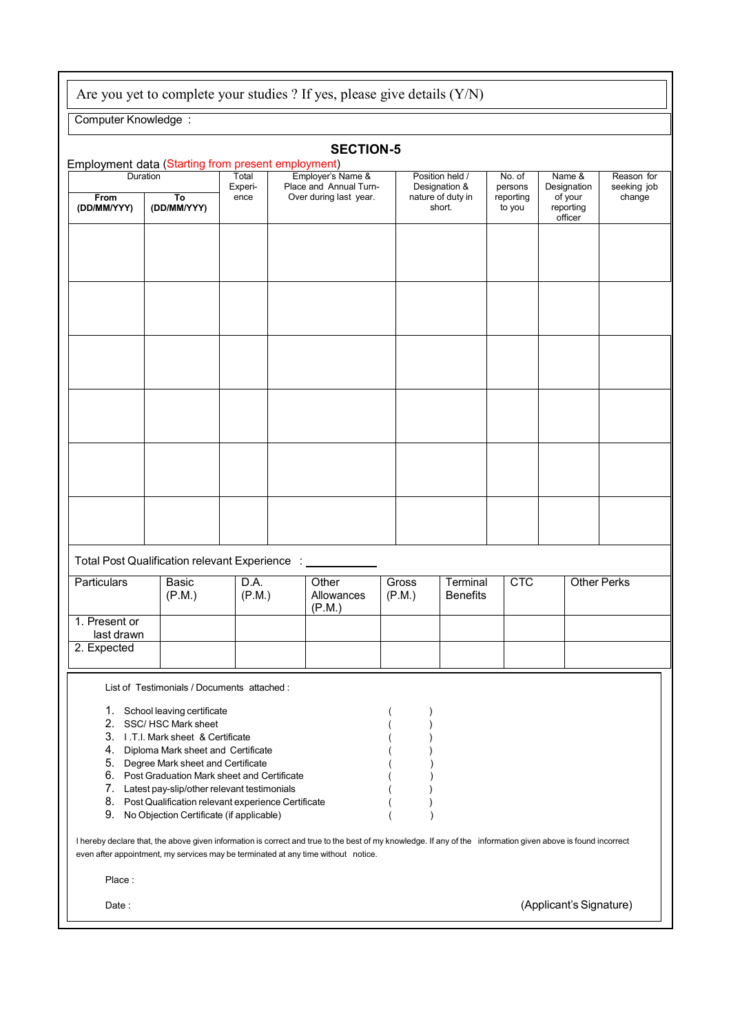Are you yet to complete your studies ? If yes, please give details (Y/N)

Computer Knowledge :

## SECTION-5

Employment data (Starting from present employment)

| Duration | | Total Experi-ence | Employer's Name & Place and Annual Turn-Over during last year. | Position held / Designation & nature of duty in short. | No. of persons reporting to you | Name & Designation of your reporting officer | Reason for seeking job change |
|---|---|---|---|---|---|---|---|
| **From (DD/MM/YYY)** | **To (DD/MM/YYY)** | | | | | | |
| | | | | | | | |
| | | | | | | | |
| | | | | | | | |
| | | | | | | | |
| | | | | | | | |
| | | | | | | | |

Total Post Qualification relevant Experience : ___________

| Particulars | Basic (P.M.) | D.A. (P.M.) | Other Allowances (P.M.) | Gross (P.M.) | Terminal Benefits | CTC | Other Perks |
|---|---|---|---|---|---|---|---|
| 1. Present or last drawn | | | | | | | |
| 2. Expected | | | | | | | |

List of Testimonials / Documents attached :

1. School leaving certificate ( )
2. SSC/ HSC Mark sheet ( )
3. I .T.I. Mark sheet & Certificate ( )
4. Diploma Mark sheet and Certificate ( )
5. Degree Mark sheet and Certificate ( )
6. Post Graduation Mark sheet and Certificate ( )
7. Latest pay-slip/other relevant testimonials ( )
8. Post Qualification relevant experience Certificate ( )
9. No Objection Certificate (if applicable) ( )

I hereby declare that, the above given information is correct and true to the best of my knowledge. If any of the information given above is found incorrect even after appointment, my services may be terminated at any time without notice.

Place :

Date :

(Applicant's Signature)